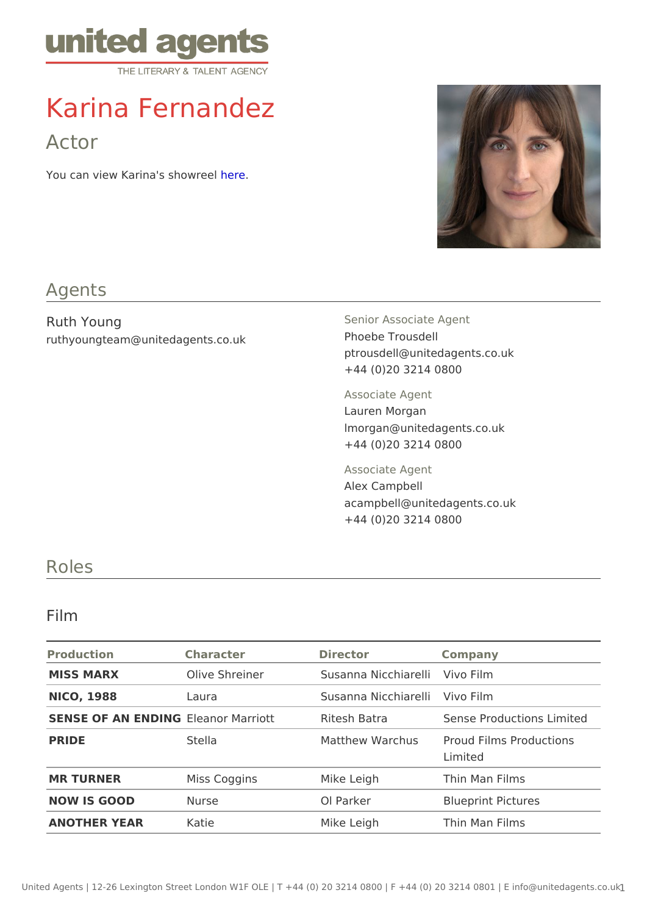united agents
THE LITERARY & TALENT AGENCY

# Karina Fernandez

## Actor

You can view Karina's showreel here.

## Agents

Ruth Young
ruthyoungteam@unitedagents.co.uk

Senior Associate Agent
Phoebe Trousdell
ptrousdell@unitedagents.co.uk
+44 (0)20 3214 0800

Associate Agent
Lauren Morgan
lmorgan@unitedagents.co.uk
+44 (0)20 3214 0800

Associate Agent
Alex Campbell
acampbell@unitedagents.co.uk
+44 (0)20 3214 0800

## Roles

### Film

| Production | Character | Director | Company |
|---|---|---|---|
| **MISS MARX** | Olive Shreiner | Susanna Nicchiarelli | Vivo Film |
| **NICO, 1988** | Laura | Susanna Nicchiarelli | Vivo Film |
| **SENSE OF AN ENDING** | Eleanor Marriott | Ritesh Batra | Sense Productions Limited |
| **PRIDE** | Stella | Matthew Warchus | Proud Films Productions Limited |
| **MR TURNER** | Miss Coggins | Mike Leigh | Thin Man Films |
| **NOW IS GOOD** | Nurse | Ol Parker | Blueprint Pictures |
| **ANOTHER YEAR** | Katie | Mike Leigh | Thin Man Films |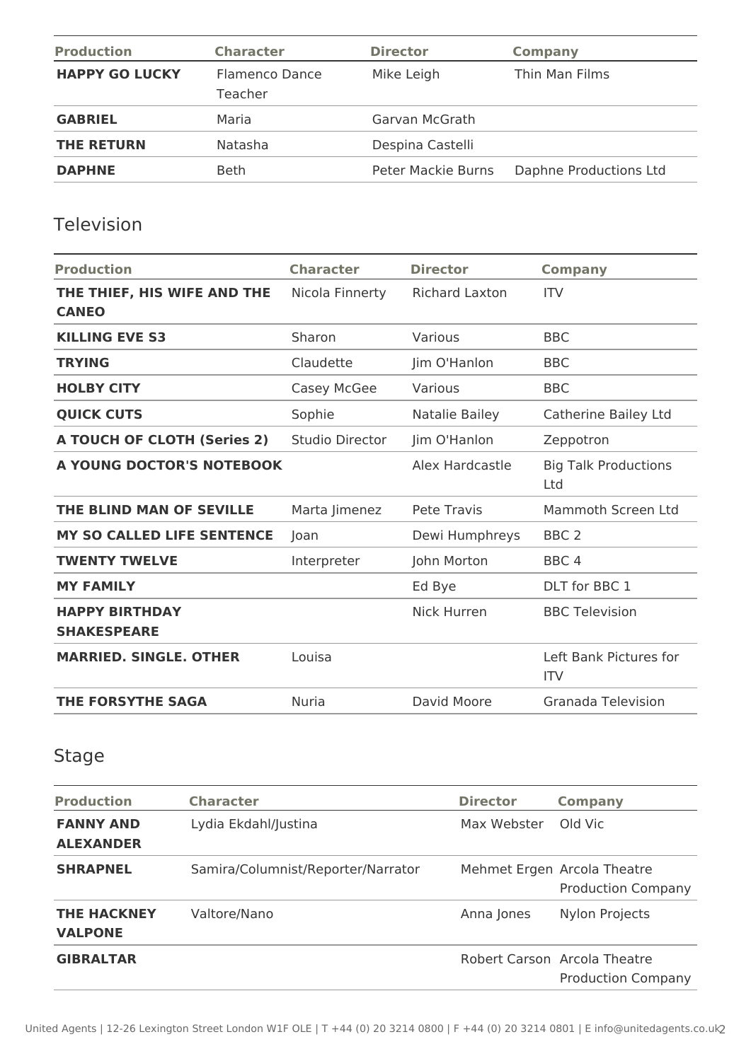| Production | Character | Director | Company |
|---|---|---|---|
| **HAPPY GO LUCKY** | Flamenco Dance Teacher | Mike Leigh | Thin Man Films |
| **GABRIEL** | Maria | Garvan McGrath | |
| **THE RETURN** | Natasha | Despina Castelli | |
| **DAPHNE** | Beth | Peter Mackie Burns | Daphne Productions Ltd |

## Television

| Production | Character | Director | Company |
|---|---|---|---|
| **THE THIEF, HIS WIFE AND THE CANEO** | Nicola Finnerty | Richard Laxton | ITV |
| **KILLING EVE S3** | Sharon | Various | BBC |
| **TRYING** | Claudette | Jim O'Hanlon | BBC |
| **HOLBY CITY** | Casey McGee | Various | BBC |
| **QUICK CUTS** | Sophie | Natalie Bailey | Catherine Bailey Ltd |
| **A TOUCH OF CLOTH (Series 2)** | Studio Director | Jim O'Hanlon | Zeppotron |
| **A YOUNG DOCTOR'S NOTEBOOK** | | Alex Hardcastle | Big Talk Productions Ltd |
| **THE BLIND MAN OF SEVILLE** | Marta Jimenez | Pete Travis | Mammoth Screen Ltd |
| **MY SO CALLED LIFE SENTENCE** | Joan | Dewi Humphreys | BBC 2 |
| **TWENTY TWELVE** | Interpreter | John Morton | BBC 4 |
| **MY FAMILY** | | Ed Bye | DLT for BBC 1 |
| **HAPPY BIRTHDAY SHAKESPEARE** | | Nick Hurren | BBC Television |
| **MARRIED. SINGLE. OTHER** | Louisa | | Left Bank Pictures for ITV |
| **THE FORSYTHE SAGA** | Nuria | David Moore | Granada Television |

## Stage

| Production | Character | Director | Company |
|---|---|---|---|
| **FANNY AND ALEXANDER** | Lydia Ekdahl/Justina | Max Webster | Old Vic |
| **SHRAPNEL** | Samira/Columnist/Reporter/Narrator | Mehmet Ergen | Arcola Theatre Production Company |
| **THE HACKNEY VALPONE** | Valtore/Nano | Anna Jones | Nylon Projects |
| **GIBRALTAR** | | Robert Carson | Arcola Theatre Production Company |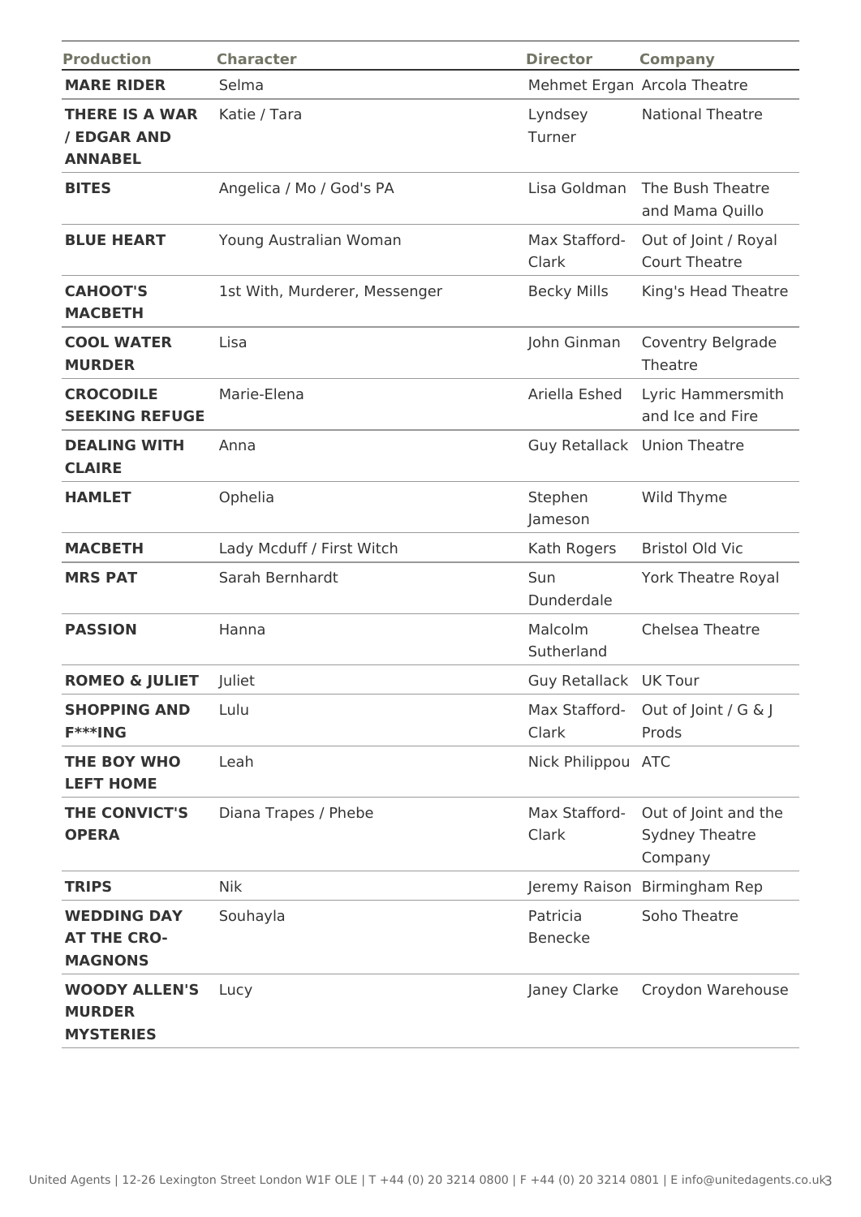| Production | Character | Director | Company |
|---|---|---|---|
| **MARE RIDER** | Selma | Mehmet Ergan | Arcola Theatre |
| **THERE IS A WAR / EDGAR AND ANNABEL** | Katie / Tara | Lyndsey Turner | National Theatre |
| **BITES** | Angelica / Mo / God's PA | Lisa Goldman | The Bush Theatre and Mama Quillo |
| **BLUE HEART** | Young Australian Woman | Max Stafford-Clark | Out of Joint / Royal Court Theatre |
| **CAHOOT'S MACBETH** | 1st With, Murderer, Messenger | Becky Mills | King's Head Theatre |
| **COOL WATER MURDER** | Lisa | John Ginman | Coventry Belgrade Theatre |
| **CROCODILE SEEKING REFUGE** | Marie-Elena | Ariella Eshed | Lyric Hammersmith and Ice and Fire |
| **DEALING WITH CLAIRE** | Anna | Guy Retallack | Union Theatre |
| **HAMLET** | Ophelia | Stephen Jameson | Wild Thyme |
| **MACBETH** | Lady Mcduff / First Witch | Kath Rogers | Bristol Old Vic |
| **MRS PAT** | Sarah Bernhardt | Sun Dunderdale | York Theatre Royal |
| **PASSION** | Hanna | Malcolm Sutherland | Chelsea Theatre |
| **ROMEO & JULIET** | Juliet | Guy Retallack | UK Tour |
| **SHOPPING AND F***ING** | Lulu | Max Stafford-Clark | Out of Joint / G & J Prods |
| **THE BOY WHO LEFT HOME** | Leah | Nick Philippou | ATC |
| **THE CONVICT'S OPERA** | Diana Trapes / Phebe | Max Stafford-Clark | Out of Joint and the Sydney Theatre Company |
| **TRIPS** | Nik | Jeremy Raison | Birmingham Rep |
| **WEDDING DAY AT THE CRO-MAGNONS** | Souhayla | Patricia Benecke | Soho Theatre |
| **WOODY ALLEN'S MURDER MYSTERIES** | Lucy | Janey Clarke | Croydon Warehouse |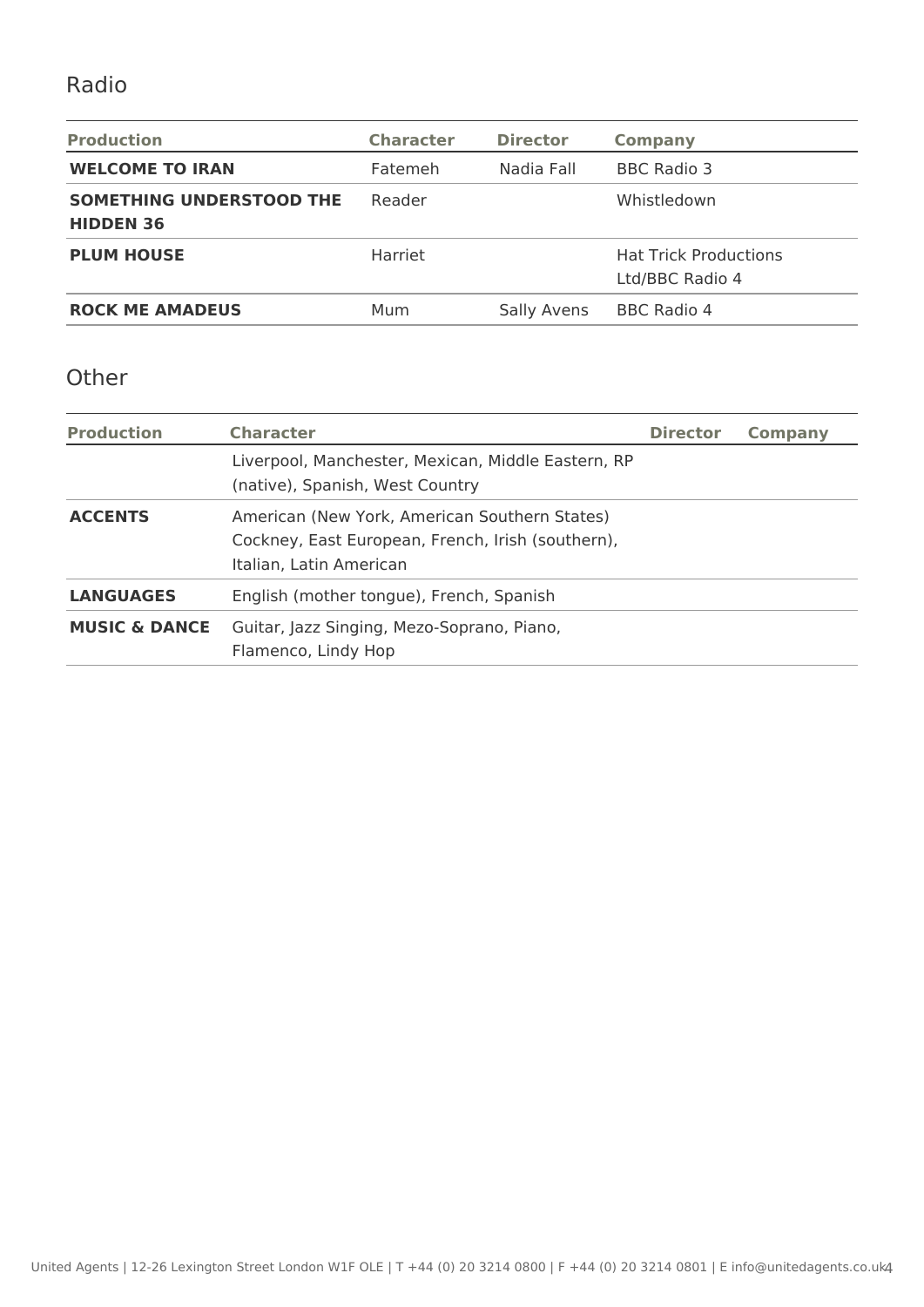## Radio

| Production | Character | Director | Company |
|---|---|---|---|
| **WELCOME TO IRAN** | Fatemeh | Nadia Fall | BBC Radio 3 |
| **SOMETHING UNDERSTOOD THE HIDDEN 36** | Reader | | Whistledown |
| **PLUM HOUSE** | Harriet | | Hat Trick Productions Ltd/BBC Radio 4 |
| **ROCK ME AMADEUS** | Mum | Sally Avens | BBC Radio 4 |

## Other

| Production | Character | Director | Company |
|---|---|---|---|
| | Liverpool, Manchester, Mexican, Middle Eastern, RP (native), Spanish, West Country | | |
| **ACCENTS** | American (New York, American Southern States) Cockney, East European, French, Irish (southern), Italian, Latin American | | |
| **LANGUAGES** | English (mother tongue), French, Spanish | | |
| **MUSIC & DANCE** | Guitar, Jazz Singing, Mezo-Soprano, Piano, Flamenco, Lindy Hop | | |